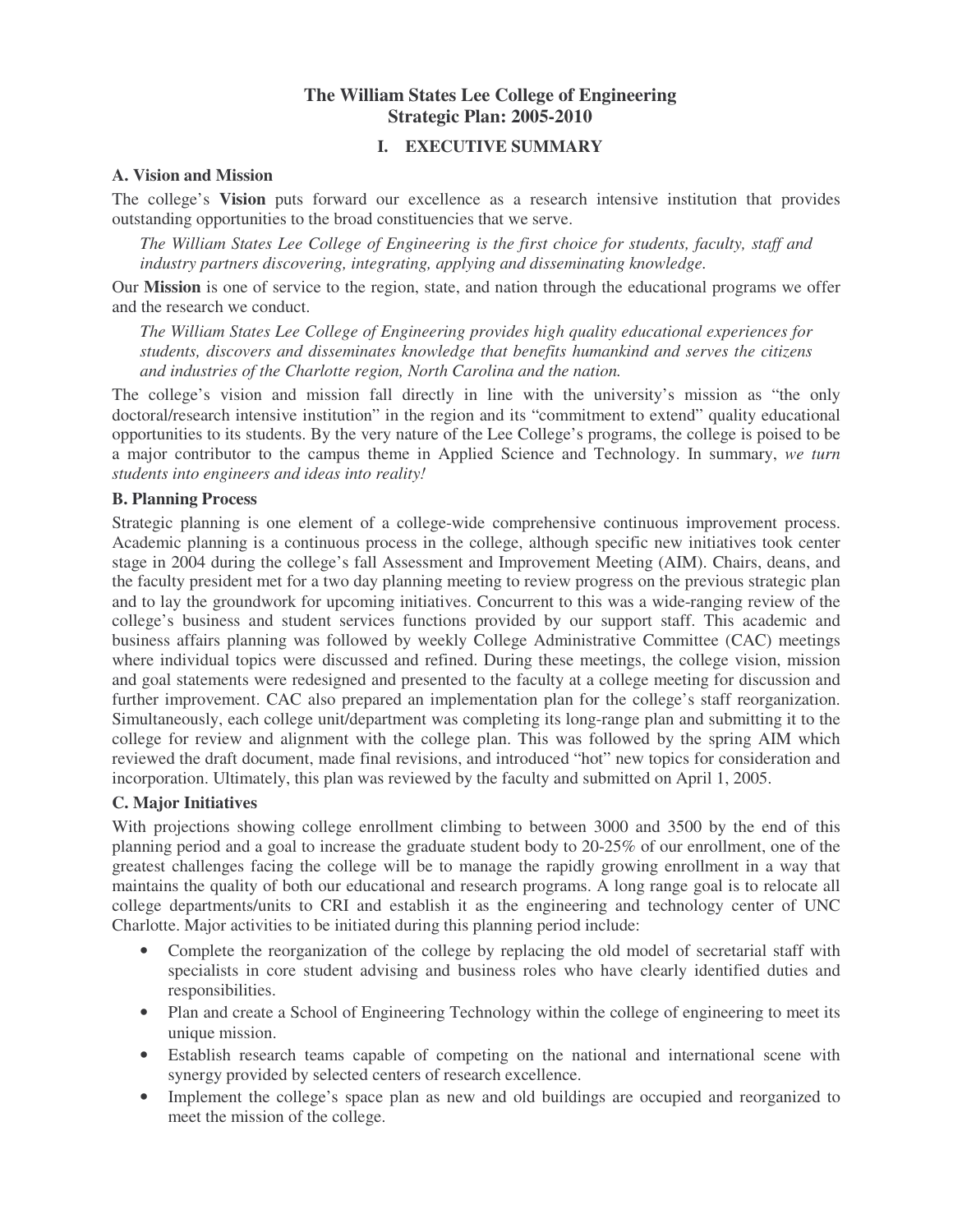# The William States Lee College of Engineering
# Strategic Plan: 2005-2010

## I. EXECUTIVE SUMMARY

### A. Vision and Mission

The college's **Vision** puts forward our excellence as a research intensive institution that provides outstanding opportunities to the broad constituencies that we serve.

> *The William States Lee College of Engineering is the first choice for students, faculty, staff and industry partners discovering, integrating, applying and disseminating knowledge.*

Our **Mission** is one of service to the region, state, and nation through the educational programs we offer and the research we conduct.

> *The William States Lee College of Engineering provides high quality educational experiences for students, discovers and disseminates knowledge that benefits humankind and serves the citizens and industries of the Charlotte region, North Carolina and the nation.*

The college's vision and mission fall directly in line with the university's mission as "the only doctoral/research intensive institution" in the region and its "commitment to extend" quality educational opportunities to its students. By the very nature of the Lee College's programs, the college is poised to be a major contributor to the campus theme in Applied Science and Technology. In summary, *we turn students into engineers and ideas into reality!*

### B. Planning Process

Strategic planning is one element of a college-wide comprehensive continuous improvement process. Academic planning is a continuous process in the college, although specific new initiatives took center stage in 2004 during the college's fall Assessment and Improvement Meeting (AIM). Chairs, deans, and the faculty president met for a two day planning meeting to review progress on the previous strategic plan and to lay the groundwork for upcoming initiatives. Concurrent to this was a wide-ranging review of the college's business and student services functions provided by our support staff. This academic and business affairs planning was followed by weekly College Administrative Committee (CAC) meetings where individual topics were discussed and refined. During these meetings, the college vision, mission and goal statements were redesigned and presented to the faculty at a college meeting for discussion and further improvement. CAC also prepared an implementation plan for the college's staff reorganization. Simultaneously, each college unit/department was completing its long-range plan and submitting it to the college for review and alignment with the college plan. This was followed by the spring AIM which reviewed the draft document, made final revisions, and introduced "hot" new topics for consideration and incorporation. Ultimately, this plan was reviewed by the faculty and submitted on April 1, 2005.

### C. Major Initiatives

With projections showing college enrollment climbing to between 3000 and 3500 by the end of this planning period and a goal to increase the graduate student body to 20-25% of our enrollment, one of the greatest challenges facing the college will be to manage the rapidly growing enrollment in a way that maintains the quality of both our educational and research programs. A long range goal is to relocate all college departments/units to CRI and establish it as the engineering and technology center of UNC Charlotte. Major activities to be initiated during this planning period include:

- Complete the reorganization of the college by replacing the old model of secretarial staff with specialists in core student advising and business roles who have clearly identified duties and responsibilities.
- Plan and create a School of Engineering Technology within the college of engineering to meet its unique mission.
- Establish research teams capable of competing on the national and international scene with synergy provided by selected centers of research excellence.
- Implement the college's space plan as new and old buildings are occupied and reorganized to meet the mission of the college.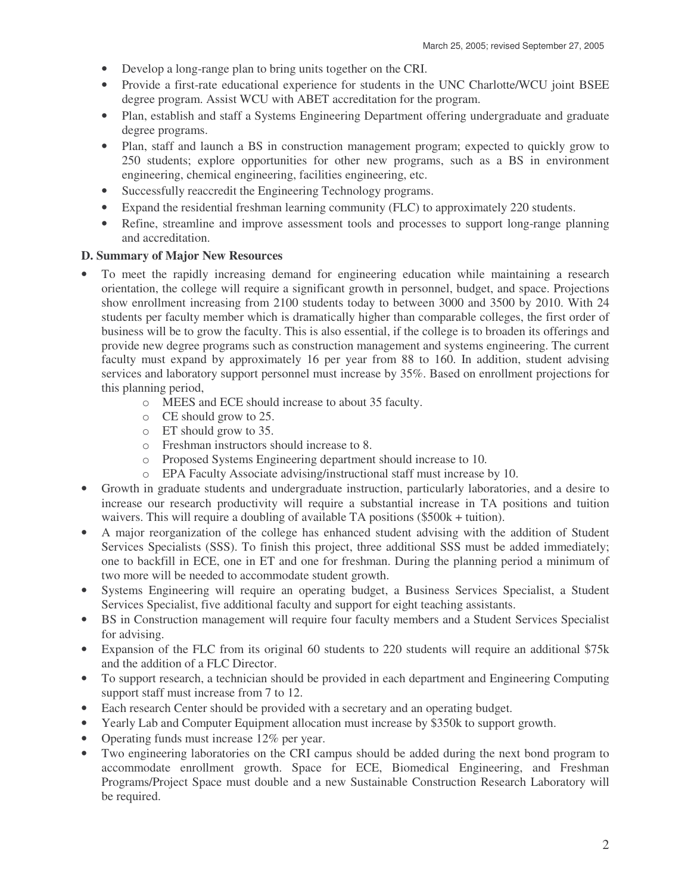- Develop a long-range plan to bring units together on the CRI.
- Provide a first-rate educational experience for students in the UNC Charlotte/WCU joint BSEE degree program. Assist WCU with ABET accreditation for the program.
- Plan, establish and staff a Systems Engineering Department offering undergraduate and graduate degree programs.
- Plan, staff and launch a BS in construction management program; expected to quickly grow to 250 students; explore opportunities for other new programs, such as a BS in environment engineering, chemical engineering, facilities engineering, etc.
- Successfully reaccredit the Engineering Technology programs.
- Expand the residential freshman learning community (FLC) to approximately 220 students.
- Refine, streamline and improve assessment tools and processes to support long-range planning and accreditation.

**D. Summary of Major New Resources**

- To meet the rapidly increasing demand for engineering education while maintaining a research orientation, the college will require a significant growth in personnel, budget, and space. Projections show enrollment increasing from 2100 students today to between 3000 and 3500 by 2010. With 24 students per faculty member which is dramatically higher than comparable colleges, the first order of business will be to grow the faculty. This is also essential, if the college is to broaden its offerings and provide new degree programs such as construction management and systems engineering. The current faculty must expand by approximately 16 per year from 88 to 160. In addition, student advising services and laboratory support personnel must increase by 35%. Based on enrollment projections for this planning period,
  - MEES and ECE should increase to about 35 faculty.
  - CE should grow to 25.
  - ET should grow to 35.
  - Freshman instructors should increase to 8.
  - Proposed Systems Engineering department should increase to 10.
  - EPA Faculty Associate advising/instructional staff must increase by 10.
- Growth in graduate students and undergraduate instruction, particularly laboratories, and a desire to increase our research productivity will require a substantial increase in TA positions and tuition waivers. This will require a doubling of available TA positions ($500k + tuition).
- A major reorganization of the college has enhanced student advising with the addition of Student Services Specialists (SSS). To finish this project, three additional SSS must be added immediately; one to backfill in ECE, one in ET and one for freshman. During the planning period a minimum of two more will be needed to accommodate student growth.
- Systems Engineering will require an operating budget, a Business Services Specialist, a Student Services Specialist, five additional faculty and support for eight teaching assistants.
- BS in Construction management will require four faculty members and a Student Services Specialist for advising.
- Expansion of the FLC from its original 60 students to 220 students will require an additional $75k and the addition of a FLC Director.
- To support research, a technician should be provided in each department and Engineering Computing support staff must increase from 7 to 12.
- Each research Center should be provided with a secretary and an operating budget.
- Yearly Lab and Computer Equipment allocation must increase by $350k to support growth.
- Operating funds must increase 12% per year.
- Two engineering laboratories on the CRI campus should be added during the next bond program to accommodate enrollment growth. Space for ECE, Biomedical Engineering, and Freshman Programs/Project Space must double and a new Sustainable Construction Research Laboratory will be required.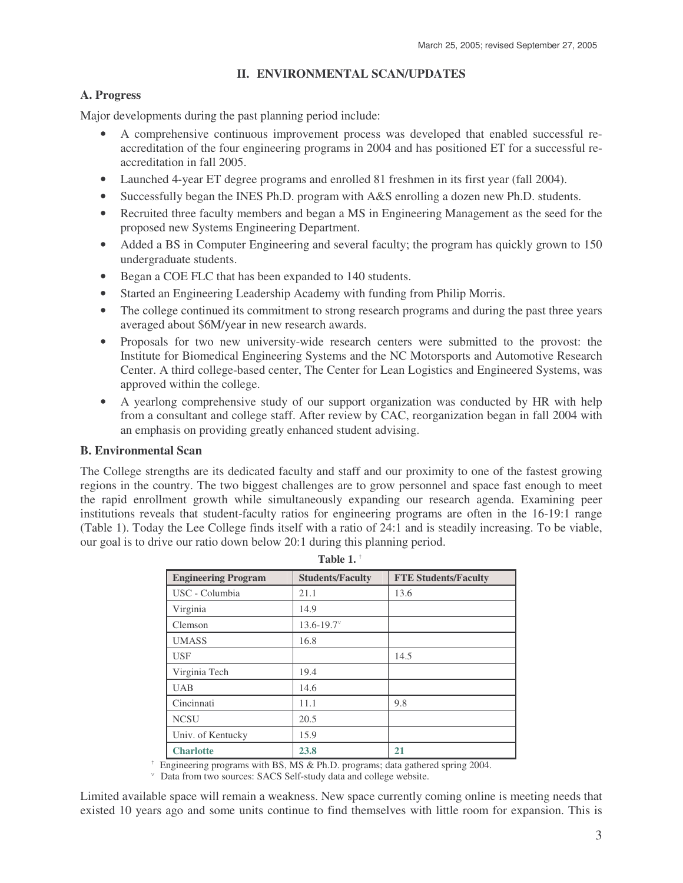## II. ENVIRONMENTAL SCAN/UPDATES

### A. Progress

Major developments during the past planning period include:

- A comprehensive continuous improvement process was developed that enabled successful re-accreditation of the four engineering programs in 2004 and has positioned ET for a successful re-accreditation in fall 2005.
- Launched 4-year ET degree programs and enrolled 81 freshmen in its first year (fall 2004).
- Successfully began the INES Ph.D. program with A&S enrolling a dozen new Ph.D. students.
- Recruited three faculty members and began a MS in Engineering Management as the seed for the proposed new Systems Engineering Department.
- Added a BS in Computer Engineering and several faculty; the program has quickly grown to 150 undergraduate students.
- Began a COE FLC that has been expanded to 140 students.
- Started an Engineering Leadership Academy with funding from Philip Morris.
- The college continued its commitment to strong research programs and during the past three years averaged about $6M/year in new research awards.
- Proposals for two new university-wide research centers were submitted to the provost: the Institute for Biomedical Engineering Systems and the NC Motorsports and Automotive Research Center. A third college-based center, The Center for Lean Logistics and Engineered Systems, was approved within the college.
- A yearlong comprehensive study of our support organization was conducted by HR with help from a consultant and college staff. After review by CAC, reorganization began in fall 2004 with an emphasis on providing greatly enhanced student advising.

### B. Environmental Scan

The College strengths are its dedicated faculty and staff and our proximity to one of the fastest growing regions in the country. The two biggest challenges are to grow personnel and space fast enough to meet the rapid enrollment growth while simultaneously expanding our research agenda. Examining peer institutions reveals that student-faculty ratios for engineering programs are often in the 16-19:1 range (Table 1). Today the Lee College finds itself with a ratio of 24:1 and is steadily increasing. To be viable, our goal is to drive our ratio down below 20:1 during this planning period.

**Table 1.** †

| Engineering Program | Students/Faculty | FTE Students/Faculty |
|---|---|---|
| USC - Columbia | 21.1 | 13.6 |
| Virginia | 14.9 | |
| Clemson | 13.6-19.7[v] | |
| UMASS | 16.8 | |
| USF | | 14.5 |
| Virginia Tech | 19.4 | |
| UAB | 14.6 | |
| Cincinnati | 11.1 | 9.8 |
| NCSU | 20.5 | |
| Univ. of Kentucky | 15.9 | |
| **Charlotte** | **23.8** | **21** |

† Engineering programs with BS, MS & Ph.D. programs; data gathered spring 2004.
v Data from two sources: SACS Self-study data and college website.

Limited available space will remain a weakness. New space currently coming online is meeting needs that existed 10 years ago and some units continue to find themselves with little room for expansion. This is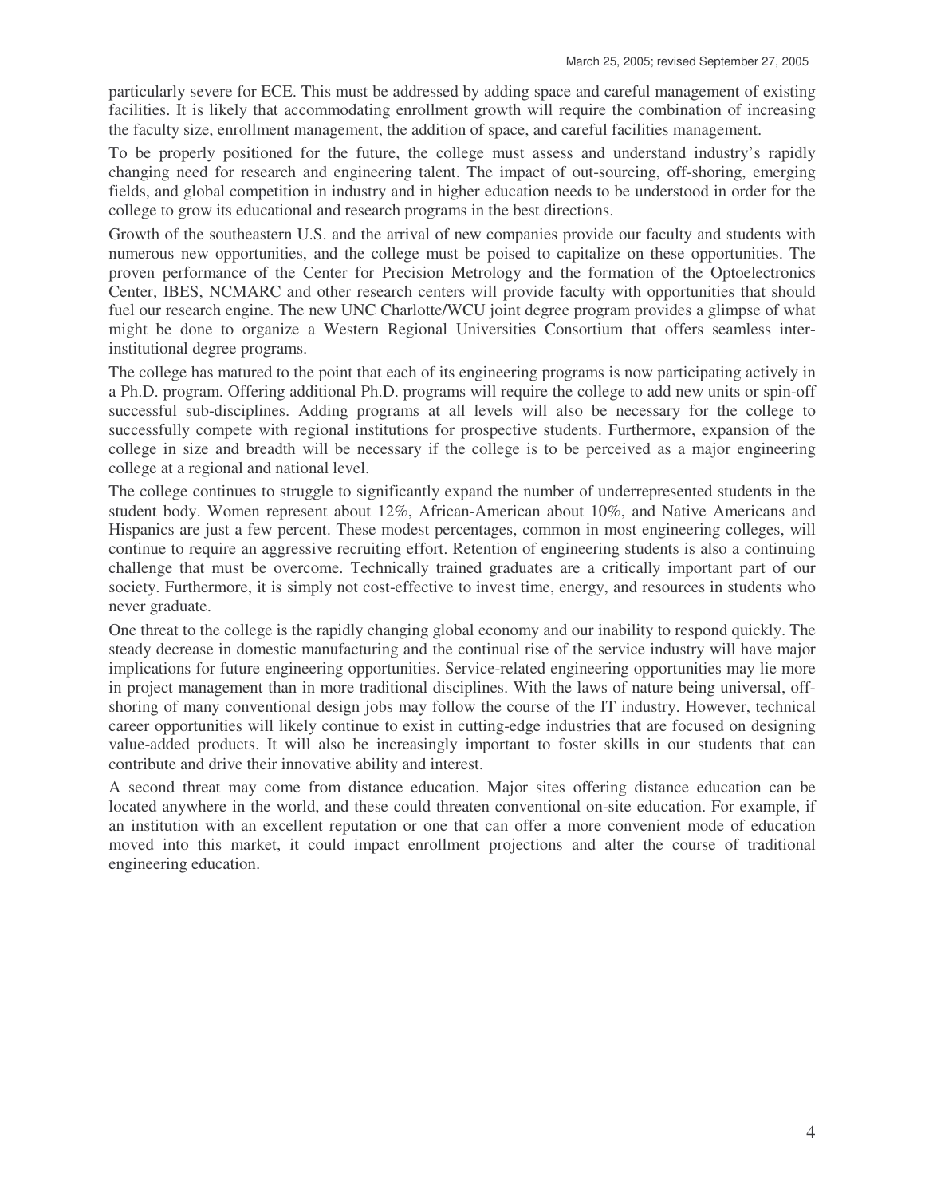particularly severe for ECE. This must be addressed by adding space and careful management of existing facilities. It is likely that accommodating enrollment growth will require the combination of increasing the faculty size, enrollment management, the addition of space, and careful facilities management.

To be properly positioned for the future, the college must assess and understand industry's rapidly changing need for research and engineering talent. The impact of out-sourcing, off-shoring, emerging fields, and global competition in industry and in higher education needs to be understood in order for the college to grow its educational and research programs in the best directions.

Growth of the southeastern U.S. and the arrival of new companies provide our faculty and students with numerous new opportunities, and the college must be poised to capitalize on these opportunities. The proven performance of the Center for Precision Metrology and the formation of the Optoelectronics Center, IBES, NCMARC and other research centers will provide faculty with opportunities that should fuel our research engine. The new UNC Charlotte/WCU joint degree program provides a glimpse of what might be done to organize a Western Regional Universities Consortium that offers seamless inter-institutional degree programs.

The college has matured to the point that each of its engineering programs is now participating actively in a Ph.D. program. Offering additional Ph.D. programs will require the college to add new units or spin-off successful sub-disciplines. Adding programs at all levels will also be necessary for the college to successfully compete with regional institutions for prospective students. Furthermore, expansion of the college in size and breadth will be necessary if the college is to be perceived as a major engineering college at a regional and national level.

The college continues to struggle to significantly expand the number of underrepresented students in the student body. Women represent about 12%, African-American about 10%, and Native Americans and Hispanics are just a few percent. These modest percentages, common in most engineering colleges, will continue to require an aggressive recruiting effort. Retention of engineering students is also a continuing challenge that must be overcome. Technically trained graduates are a critically important part of our society. Furthermore, it is simply not cost-effective to invest time, energy, and resources in students who never graduate.

One threat to the college is the rapidly changing global economy and our inability to respond quickly. The steady decrease in domestic manufacturing and the continual rise of the service industry will have major implications for future engineering opportunities. Service-related engineering opportunities may lie more in project management than in more traditional disciplines. With the laws of nature being universal, off-shoring of many conventional design jobs may follow the course of the IT industry. However, technical career opportunities will likely continue to exist in cutting-edge industries that are focused on designing value-added products. It will also be increasingly important to foster skills in our students that can contribute and drive their innovative ability and interest.

A second threat may come from distance education. Major sites offering distance education can be located anywhere in the world, and these could threaten conventional on-site education. For example, if an institution with an excellent reputation or one that can offer a more convenient mode of education moved into this market, it could impact enrollment projections and alter the course of traditional engineering education.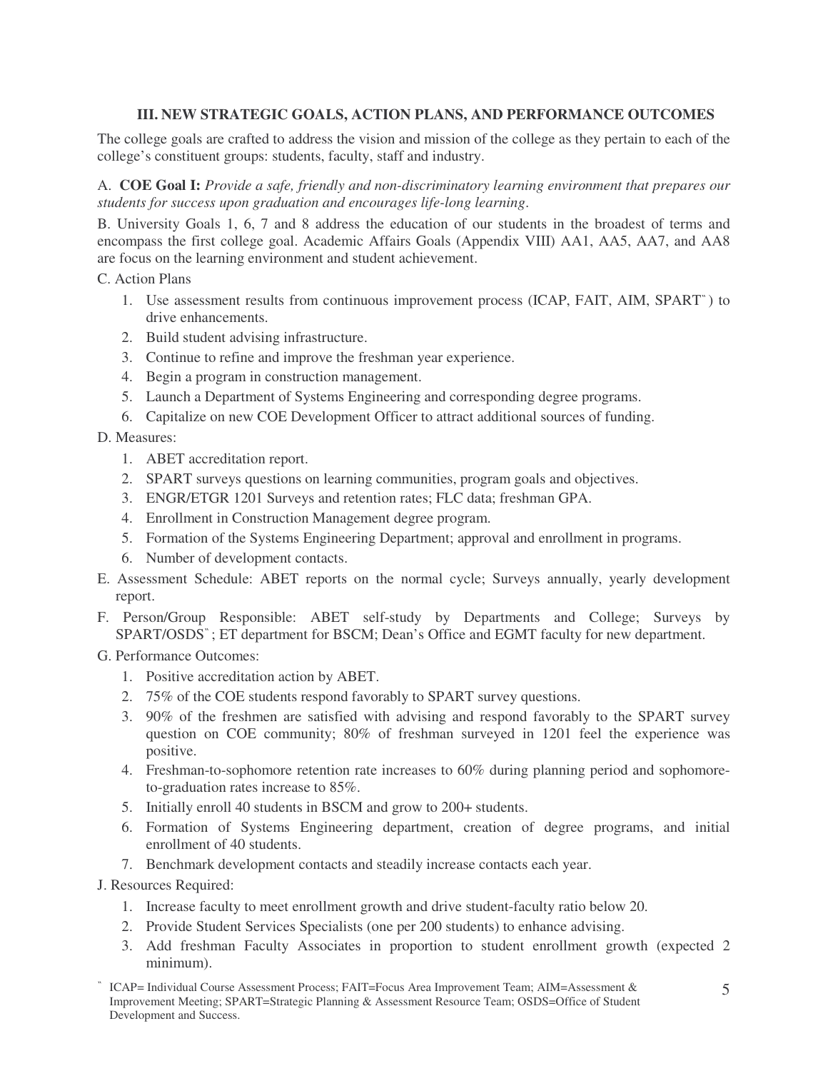## III. NEW STRATEGIC GOALS, ACTION PLANS, AND PERFORMANCE OUTCOMES

The college goals are crafted to address the vision and mission of the college as they pertain to each of the college's constituent groups: students, faculty, staff and industry.

A. **COE Goal I:** *Provide a safe, friendly and non-discriminatory learning environment that prepares our students for success upon graduation and encourages life-long learning.*

B. University Goals 1, 6, 7 and 8 address the education of our students in the broadest of terms and encompass the first college goal. Academic Affairs Goals (Appendix VIII) AA1, AA5, AA7, and AA8 are focus on the learning environment and student achievement.

C. Action Plans

1. Use assessment results from continuous improvement process (ICAP, FAIT, AIM, SPART[*]) to drive enhancements.
2. Build student advising infrastructure.
3. Continue to refine and improve the freshman year experience.
4. Begin a program in construction management.
5. Launch a Department of Systems Engineering and corresponding degree programs.
6. Capitalize on new COE Development Officer to attract additional sources of funding.

D. Measures:

1. ABET accreditation report.
2. SPART surveys questions on learning communities, program goals and objectives.
3. ENGR/ETGR 1201 Surveys and retention rates; FLC data; freshman GPA.
4. Enrollment in Construction Management degree program.
5. Formation of the Systems Engineering Department; approval and enrollment in programs.
6. Number of development contacts.

E. Assessment Schedule: ABET reports on the normal cycle; Surveys annually, yearly development report.

F. Person/Group Responsible: ABET self-study by Departments and College; Surveys by SPART/OSDS[*]; ET department for BSCM; Dean's Office and EGMT faculty for new department.

G. Performance Outcomes:

1. Positive accreditation action by ABET.
2. 75% of the COE students respond favorably to SPART survey questions.
3. 90% of the freshmen are satisfied with advising and respond favorably to the SPART survey question on COE community; 80% of freshman surveyed in 1201 feel the experience was positive.
4. Freshman-to-sophomore retention rate increases to 60% during planning period and sophomore-to-graduation rates increase to 85%.
5. Initially enroll 40 students in BSCM and grow to 200+ students.
6. Formation of Systems Engineering department, creation of degree programs, and initial enrollment of 40 students.
7. Benchmark development contacts and steadily increase contacts each year.

J. Resources Required:

1. Increase faculty to meet enrollment growth and drive student-faculty ratio below 20.
2. Provide Student Services Specialists (one per 200 students) to enhance advising.
3. Add freshman Faculty Associates in proportion to student enrollment growth (expected 2 minimum).

[*] ICAP= Individual Course Assessment Process; FAIT=Focus Area Improvement Team; AIM=Assessment & Improvement Meeting; SPART=Strategic Planning & Assessment Resource Team; OSDS=Office of Student Development and Success.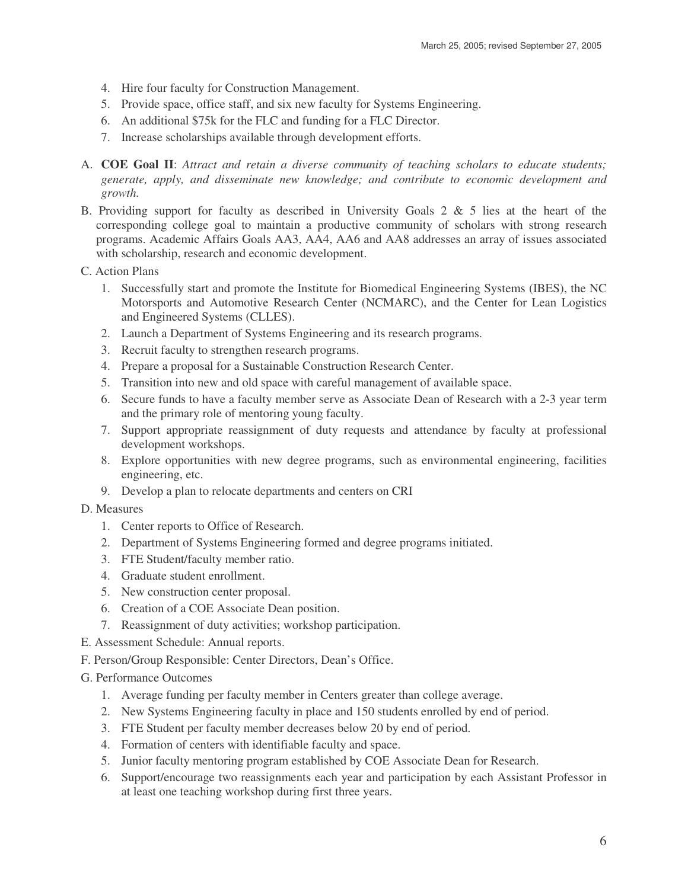4. Hire four faculty for Construction Management.
5. Provide space, office staff, and six new faculty for Systems Engineering.
6. An additional $75k for the FLC and funding for a FLC Director.
7. Increase scholarships available through development efforts.

A. **COE Goal II**: *Attract and retain a diverse community of teaching scholars to educate students; generate, apply, and disseminate new knowledge; and contribute to economic development and growth.*

B. Providing support for faculty as described in University Goals 2 & 5 lies at the heart of the corresponding college goal to maintain a productive community of scholars with strong research programs. Academic Affairs Goals AA3, AA4, AA6 and AA8 addresses an array of issues associated with scholarship, research and economic development.

C. Action Plans

1. Successfully start and promote the Institute for Biomedical Engineering Systems (IBES), the NC Motorsports and Automotive Research Center (NCMARC), and the Center for Lean Logistics and Engineered Systems (CLLES).
2. Launch a Department of Systems Engineering and its research programs.
3. Recruit faculty to strengthen research programs.
4. Prepare a proposal for a Sustainable Construction Research Center.
5. Transition into new and old space with careful management of available space.
6. Secure funds to have a faculty member serve as Associate Dean of Research with a 2-3 year term and the primary role of mentoring young faculty.
7. Support appropriate reassignment of duty requests and attendance by faculty at professional development workshops.
8. Explore opportunities with new degree programs, such as environmental engineering, facilities engineering, etc.
9. Develop a plan to relocate departments and centers on CRI

D. Measures

1. Center reports to Office of Research.
2. Department of Systems Engineering formed and degree programs initiated.
3. FTE Student/faculty member ratio.
4. Graduate student enrollment.
5. New construction center proposal.
6. Creation of a COE Associate Dean position.
7. Reassignment of duty activities; workshop participation.

E. Assessment Schedule: Annual reports.

F. Person/Group Responsible: Center Directors, Dean's Office.

G. Performance Outcomes

1. Average funding per faculty member in Centers greater than college average.
2. New Systems Engineering faculty in place and 150 students enrolled by end of period.
3. FTE Student per faculty member decreases below 20 by end of period.
4. Formation of centers with identifiable faculty and space.
5. Junior faculty mentoring program established by COE Associate Dean for Research.
6. Support/encourage two reassignments each year and participation by each Assistant Professor in at least one teaching workshop during first three years.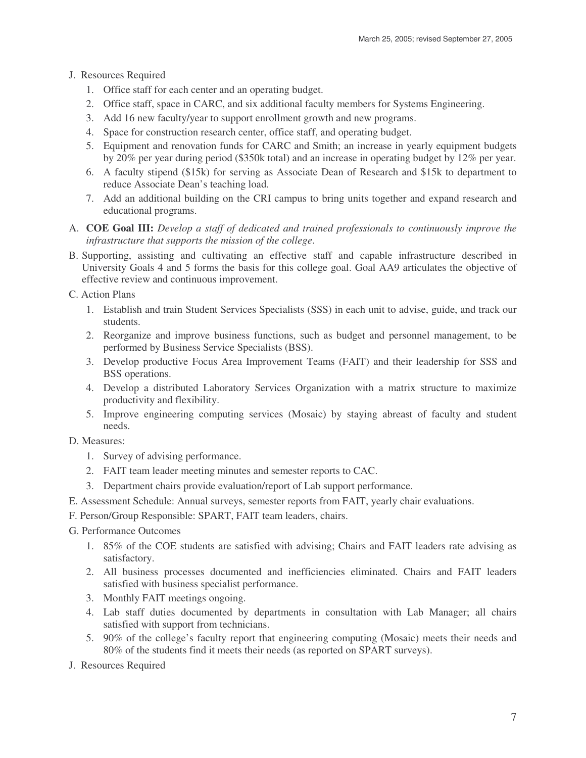J. Resources Required

1. Office staff for each center and an operating budget.
2. Office staff, space in CARC, and six additional faculty members for Systems Engineering.
3. Add 16 new faculty/year to support enrollment growth and new programs.
4. Space for construction research center, office staff, and operating budget.
5. Equipment and renovation funds for CARC and Smith; an increase in yearly equipment budgets by 20% per year during period ($350k total) and an increase in operating budget by 12% per year.
6. A faculty stipend ($15k) for serving as Associate Dean of Research and $15k to department to reduce Associate Dean's teaching load.
7. Add an additional building on the CRI campus to bring units together and expand research and educational programs.

A. **COE Goal III:** *Develop a staff of dedicated and trained professionals to continuously improve the infrastructure that supports the mission of the college.*

B. Supporting, assisting and cultivating an effective staff and capable infrastructure described in University Goals 4 and 5 forms the basis for this college goal. Goal AA9 articulates the objective of effective review and continuous improvement.

C. Action Plans

1. Establish and train Student Services Specialists (SSS) in each unit to advise, guide, and track our students.
2. Reorganize and improve business functions, such as budget and personnel management, to be performed by Business Service Specialists (BSS).
3. Develop productive Focus Area Improvement Teams (FAIT) and their leadership for SSS and BSS operations.
4. Develop a distributed Laboratory Services Organization with a matrix structure to maximize productivity and flexibility.
5. Improve engineering computing services (Mosaic) by staying abreast of faculty and student needs.

D. Measures:

1. Survey of advising performance.
2. FAIT team leader meeting minutes and semester reports to CAC.
3. Department chairs provide evaluation/report of Lab support performance.

E. Assessment Schedule: Annual surveys, semester reports from FAIT, yearly chair evaluations.

F. Person/Group Responsible: SPART, FAIT team leaders, chairs.

G. Performance Outcomes

1. 85% of the COE students are satisfied with advising; Chairs and FAIT leaders rate advising as satisfactory.
2. All business processes documented and inefficiencies eliminated. Chairs and FAIT leaders satisfied with business specialist performance.
3. Monthly FAIT meetings ongoing.
4. Lab staff duties documented by departments in consultation with Lab Manager; all chairs satisfied with support from technicians.
5. 90% of the college's faculty report that engineering computing (Mosaic) meets their needs and 80% of the students find it meets their needs (as reported on SPART surveys).

J. Resources Required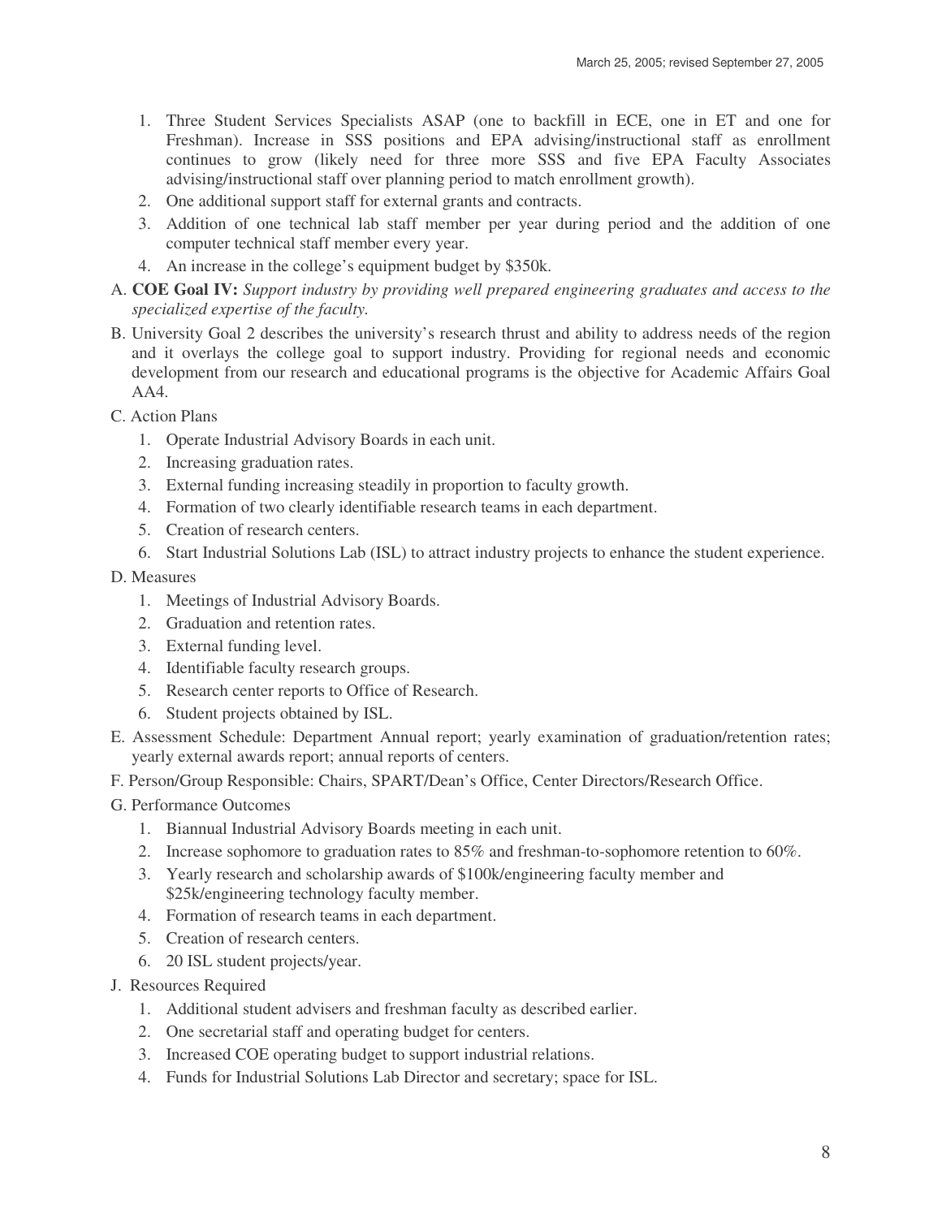1. Three Student Services Specialists ASAP (one to backfill in ECE, one in ET and one for Freshman). Increase in SSS positions and EPA advising/instructional staff as enrollment continues to grow (likely need for three more SSS and five EPA Faculty Associates advising/instructional staff over planning period to match enrollment growth).
2. One additional support staff for external grants and contracts.
3. Addition of one technical lab staff member per year during period and the addition of one computer technical staff member every year.
4. An increase in the college's equipment budget by $350k.

A. **COE Goal IV:** *Support industry by providing well prepared engineering graduates and access to the specialized expertise of the faculty.*

B. University Goal 2 describes the university's research thrust and ability to address needs of the region and it overlays the college goal to support industry. Providing for regional needs and economic development from our research and educational programs is the objective for Academic Affairs Goal AA4.

C. Action Plans

1. Operate Industrial Advisory Boards in each unit.
2. Increasing graduation rates.
3. External funding increasing steadily in proportion to faculty growth.
4. Formation of two clearly identifiable research teams in each department.
5. Creation of research centers.
6. Start Industrial Solutions Lab (ISL) to attract industry projects to enhance the student experience.

D. Measures

1. Meetings of Industrial Advisory Boards.
2. Graduation and retention rates.
3. External funding level.
4. Identifiable faculty research groups.
5. Research center reports to Office of Research.
6. Student projects obtained by ISL.

E. Assessment Schedule: Department Annual report; yearly examination of graduation/retention rates; yearly external awards report; annual reports of centers.

F. Person/Group Responsible: Chairs, SPART/Dean's Office, Center Directors/Research Office.

G. Performance Outcomes

1. Biannual Industrial Advisory Boards meeting in each unit.
2. Increase sophomore to graduation rates to 85% and freshman-to-sophomore retention to 60%.
3. Yearly research and scholarship awards of $100k/engineering faculty member and $25k/engineering technology faculty member.
4. Formation of research teams in each department.
5. Creation of research centers.
6. 20 ISL student projects/year.

J. Resources Required

1. Additional student advisers and freshman faculty as described earlier.
2. One secretarial staff and operating budget for centers.
3. Increased COE operating budget to support industrial relations.
4. Funds for Industrial Solutions Lab Director and secretary; space for ISL.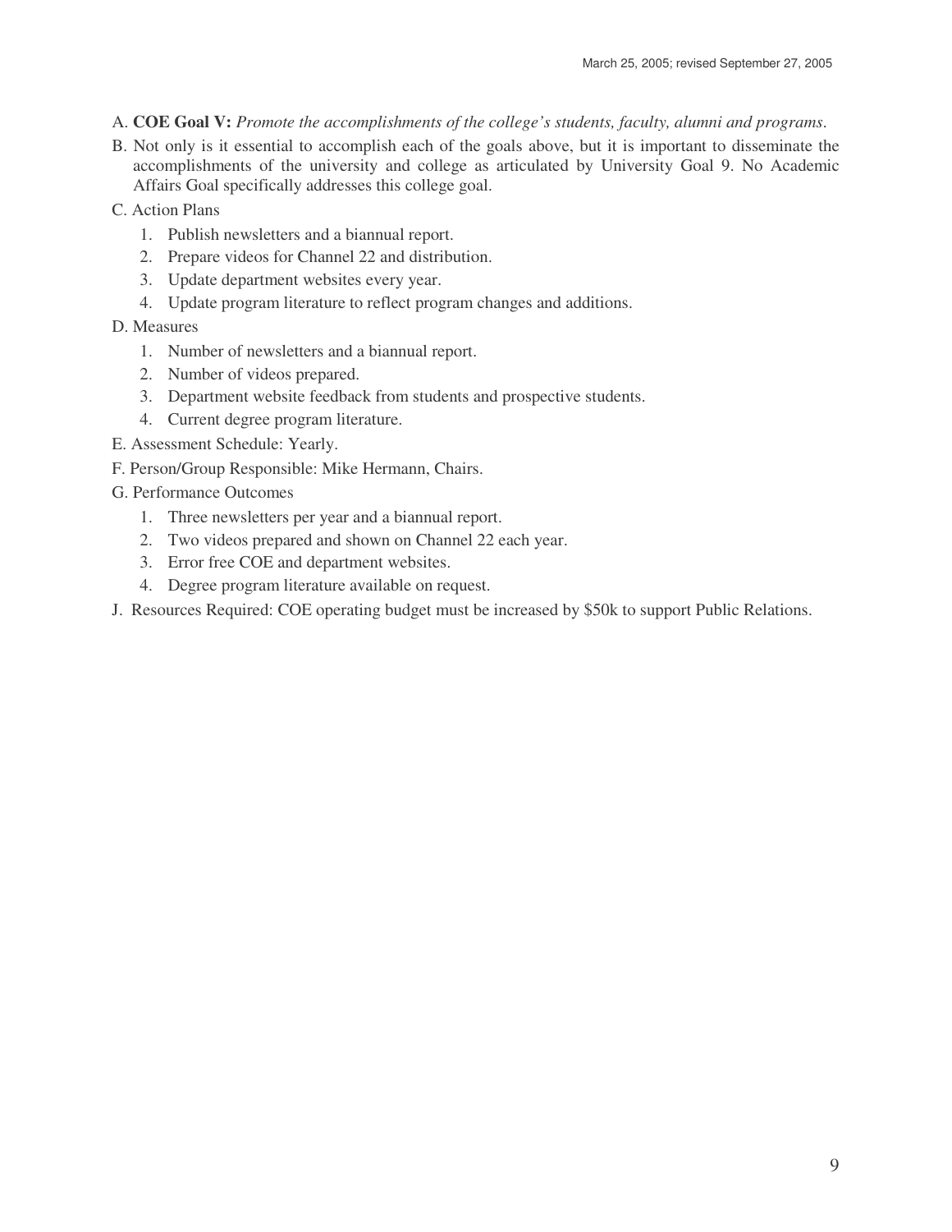A. **COE Goal V:** *Promote the accomplishments of the college's students, faculty, alumni and programs.*

B. Not only is it essential to accomplish each of the goals above, but it is important to disseminate the accomplishments of the university and college as articulated by University Goal 9. No Academic Affairs Goal specifically addresses this college goal.

C. Action Plans

1. Publish newsletters and a biannual report.
2. Prepare videos for Channel 22 and distribution.
3. Update department websites every year.
4. Update program literature to reflect program changes and additions.

D. Measures

1. Number of newsletters and a biannual report.
2. Number of videos prepared.
3. Department website feedback from students and prospective students.
4. Current degree program literature.

E. Assessment Schedule: Yearly.

F. Person/Group Responsible: Mike Hermann, Chairs.

G. Performance Outcomes

1. Three newsletters per year and a biannual report.
2. Two videos prepared and shown on Channel 22 each year.
3. Error free COE and department websites.
4. Degree program literature available on request.

J. Resources Required: COE operating budget must be increased by $50k to support Public Relations.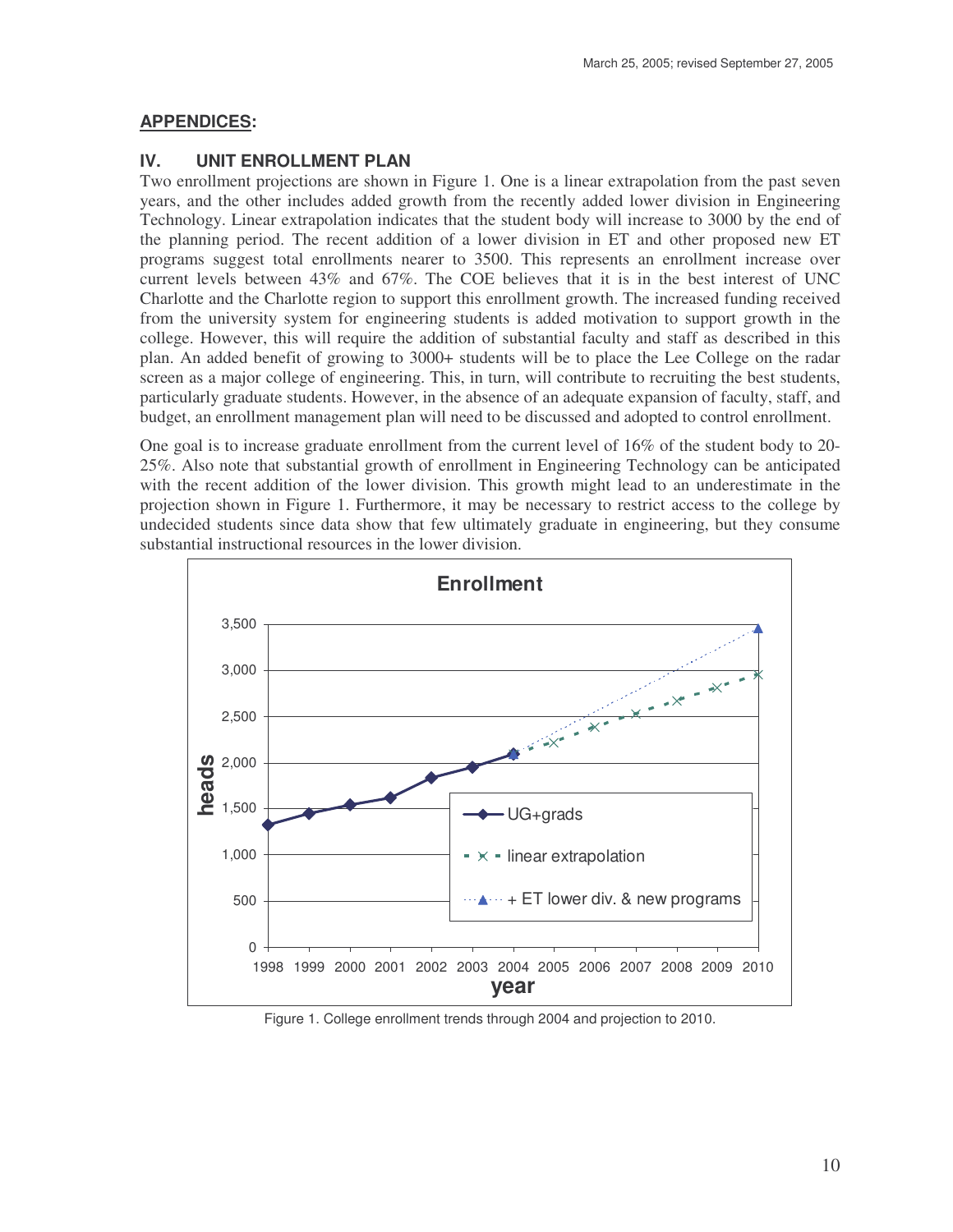## APPENDICES:

### IV. UNIT ENROLLMENT PLAN

Two enrollment projections are shown in Figure 1. One is a linear extrapolation from the past seven years, and the other includes added growth from the recently added lower division in Engineering Technology. Linear extrapolation indicates that the student body will increase to 3000 by the end of the planning period. The recent addition of a lower division in ET and other proposed new ET programs suggest total enrollments nearer to 3500. This represents an enrollment increase over current levels between 43% and 67%. The COE believes that it is in the best interest of UNC Charlotte and the Charlotte region to support this enrollment growth. The increased funding received from the university system for engineering students is added motivation to support growth in the college. However, this will require the addition of substantial faculty and staff as described in this plan. An added benefit of growing to 3000+ students will be to place the Lee College on the radar screen as a major college of engineering. This, in turn, will contribute to recruiting the best students, particularly graduate students. However, in the absence of an adequate expansion of faculty, staff, and budget, an enrollment management plan will need to be discussed and adopted to control enrollment.

One goal is to increase graduate enrollment from the current level of 16% of the student body to 20-25%. Also note that substantial growth of enrollment in Engineering Technology can be anticipated with the recent addition of the lower division. This growth might lead to an underestimate in the projection shown in Figure 1. Furthermore, it may be necessary to restrict access to the college by undecided students since data show that few ultimately graduate in engineering, but they consume substantial instructional resources in the lower division.

Figure 1. College enrollment trends through 2004 and projection to 2010.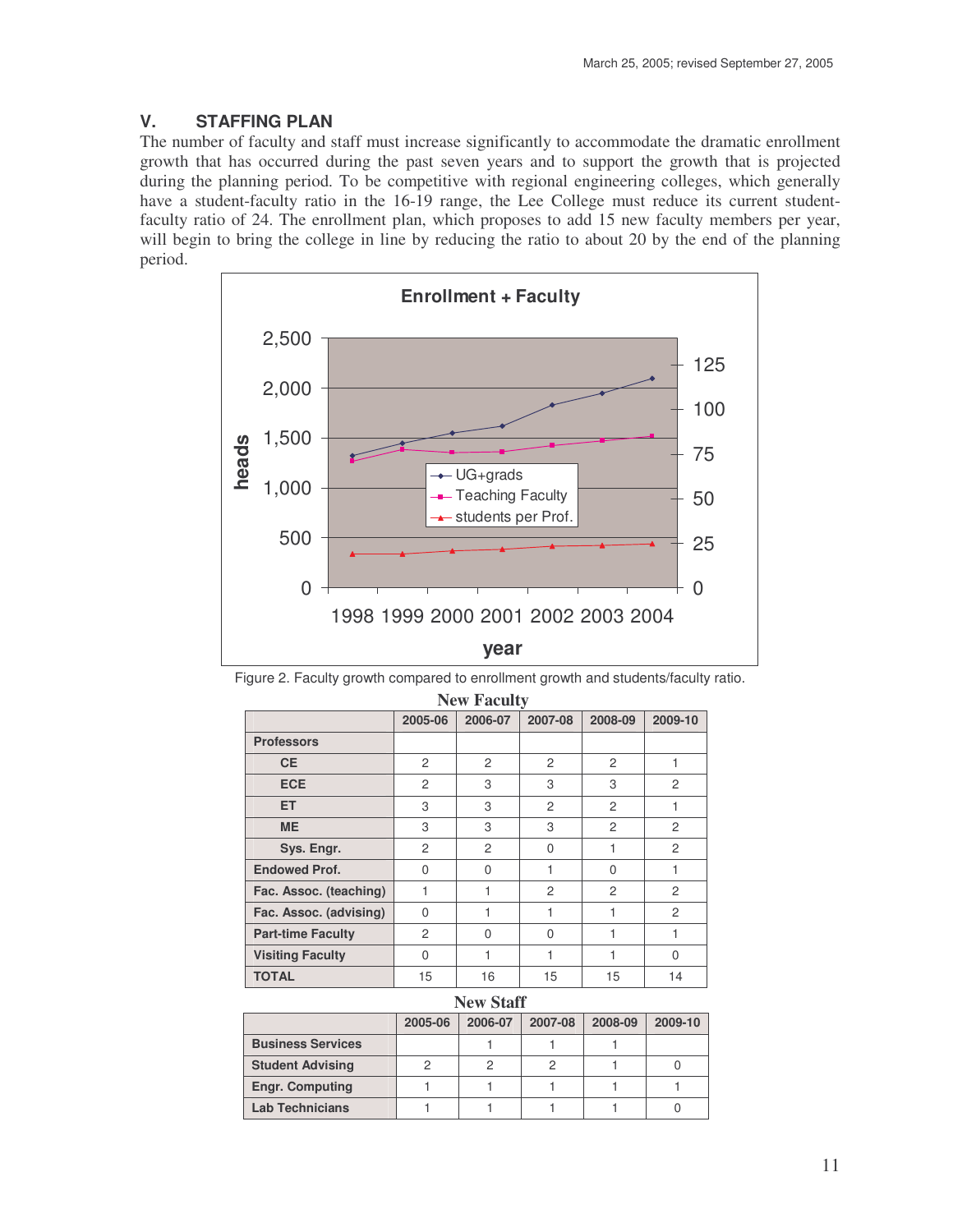## V. STAFFING PLAN

The number of faculty and staff must increase significantly to accommodate the dramatic enrollment growth that has occurred during the past seven years and to support the growth that is projected during the planning period. To be competitive with regional engineering colleges, which generally have a student-faculty ratio in the 16-19 range, the Lee College must reduce its current student-faculty ratio of 24. The enrollment plan, which proposes to add 15 new faculty members per year, will begin to bring the college in line by reducing the ratio to about 20 by the end of the planning period.

Figure 2. Faculty growth compared to enrollment growth and students/faculty ratio.

**New Faculty**

| | 2005-06 | 2006-07 | 2007-08 | 2008-09 | 2009-10 |
|---|---|---|---|---|---|
| **Professors** | | | | | |
| **CE** | 2 | 2 | 2 | 2 | 1 |
| **ECE** | 2 | 3 | 3 | 3 | 2 |
| **ET** | 3 | 3 | 2 | 2 | 1 |
| **ME** | 3 | 3 | 3 | 2 | 2 |
| **Sys. Engr.** | 2 | 2 | 0 | 1 | 2 |
| **Endowed Prof.** | 0 | 0 | 1 | 0 | 1 |
| **Fac. Assoc. (teaching)** | 1 | 1 | 2 | 2 | 2 |
| **Fac. Assoc. (advising)** | 0 | 1 | 1 | 1 | 2 |
| **Part-time Faculty** | 2 | 0 | 0 | 1 | 1 |
| **Visiting Faculty** | 0 | 1 | 1 | 1 | 0 |
| **TOTAL** | 15 | 16 | 15 | 15 | 14 |

**New Staff**

| | 2005-06 | 2006-07 | 2007-08 | 2008-09 | 2009-10 |
|---|---|---|---|---|---|
| **Business Services** | | 1 | 1 | 1 | |
| **Student Advising** | 2 | 2 | 2 | 1 | 0 |
| **Engr. Computing** | 1 | 1 | 1 | 1 | 1 |
| **Lab Technicians** | 1 | 1 | 1 | 1 | 0 |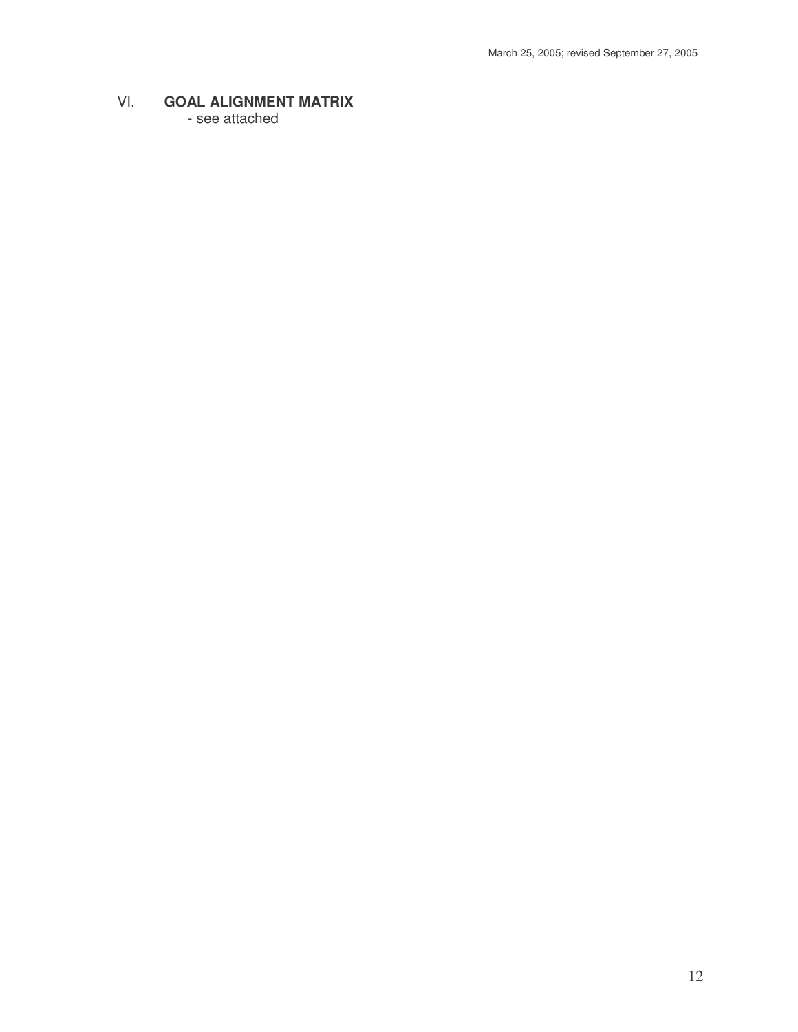## VI. GOAL ALIGNMENT MATRIX

- see attached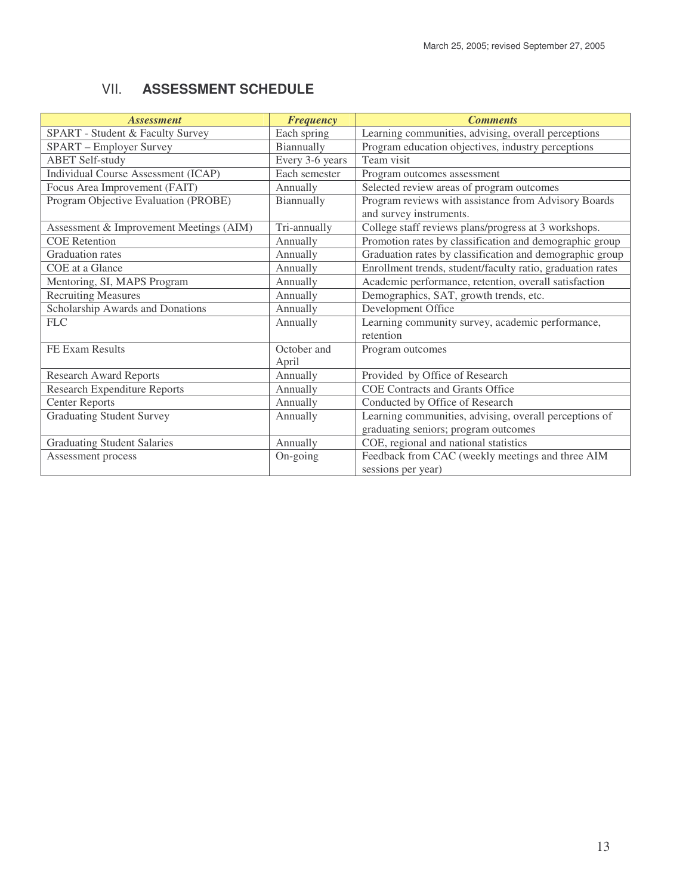## VII. ASSESSMENT SCHEDULE

| *Assessment* | *Frequency* | *Comments* |
|---|---|---|
| SPART - Student & Faculty Survey | Each spring | Learning communities, advising, overall perceptions |
| SPART – Employer Survey | Biannually | Program education objectives, industry perceptions |
| ABET Self-study | Every 3-6 years | Team visit |
| Individual Course Assessment (ICAP) | Each semester | Program outcomes assessment |
| Focus Area Improvement (FAIT) | Annually | Selected review areas of program outcomes |
| Program Objective Evaluation (PROBE) | Biannually | Program reviews with assistance from Advisory Boards and survey instruments. |
| Assessment & Improvement Meetings (AIM) | Tri-annually | College staff reviews plans/progress at 3 workshops. |
| COE Retention | Annually | Promotion rates by classification and demographic group |
| Graduation rates | Annually | Graduation rates by classification and demographic group |
| COE at a Glance | Annually | Enrollment trends, student/faculty ratio, graduation rates |
| Mentoring, SI, MAPS Program | Annually | Academic performance, retention, overall satisfaction |
| Recruiting Measures | Annually | Demographics, SAT, growth trends, etc. |
| Scholarship Awards and Donations | Annually | Development Office |
| FLC | Annually | Learning community survey, academic performance, retention |
| FE Exam Results | October and April | Program outcomes |
| Research Award Reports | Annually | Provided by Office of Research |
| Research Expenditure Reports | Annually | COE Contracts and Grants Office |
| Center Reports | Annually | Conducted by Office of Research |
| Graduating Student Survey | Annually | Learning communities, advising, overall perceptions of graduating seniors; program outcomes |
| Graduating Student Salaries | Annually | COE, regional and national statistics |
| Assessment process | On-going | Feedback from CAC (weekly meetings and three AIM sessions per year) |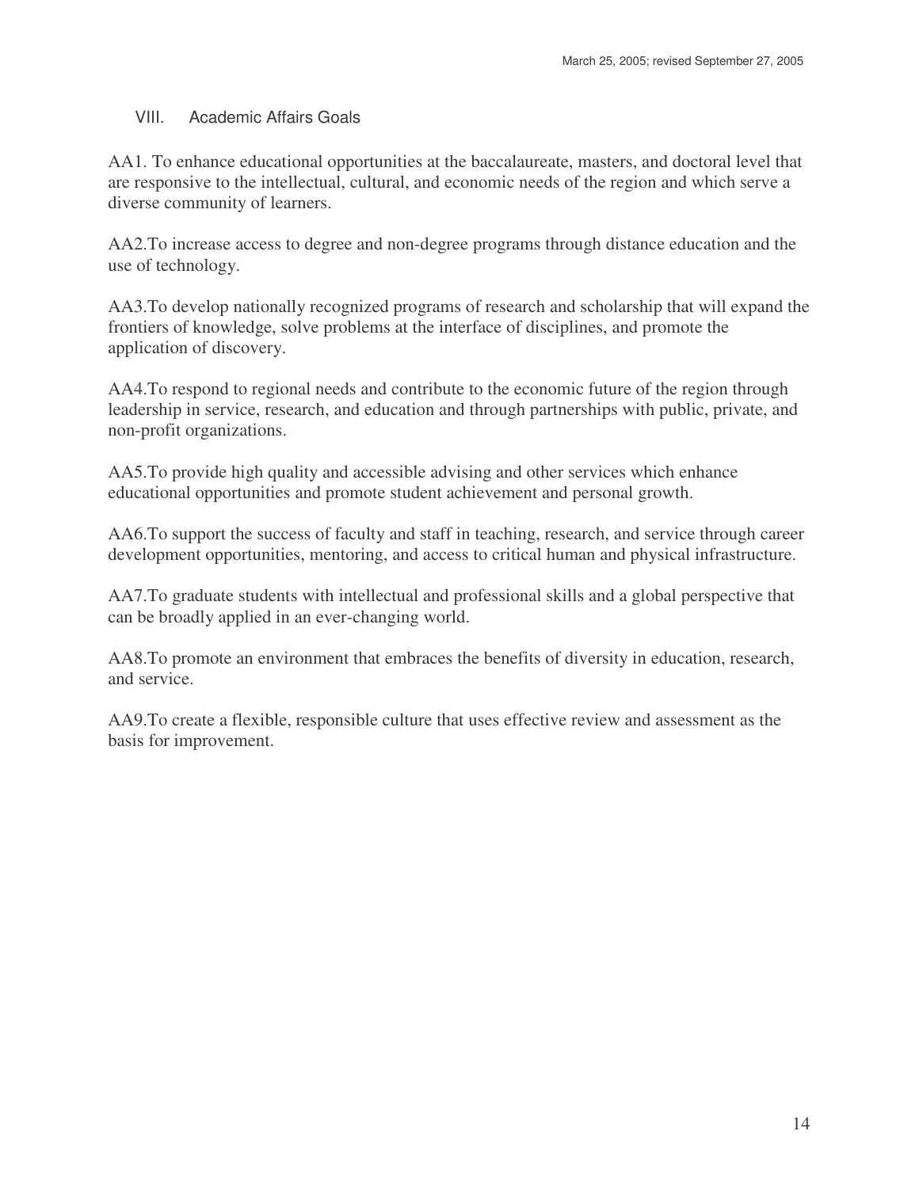## VIII. Academic Affairs Goals

AA1. To enhance educational opportunities at the baccalaureate, masters, and doctoral level that are responsive to the intellectual, cultural, and economic needs of the region and which serve a diverse community of learners.

AA2.To increase access to degree and non-degree programs through distance education and the use of technology.

AA3.To develop nationally recognized programs of research and scholarship that will expand the frontiers of knowledge, solve problems at the interface of disciplines, and promote the application of discovery.

AA4.To respond to regional needs and contribute to the economic future of the region through leadership in service, research, and education and through partnerships with public, private, and non-profit organizations.

AA5.To provide high quality and accessible advising and other services which enhance educational opportunities and promote student achievement and personal growth.

AA6.To support the success of faculty and staff in teaching, research, and service through career development opportunities, mentoring, and access to critical human and physical infrastructure.

AA7.To graduate students with intellectual and professional skills and a global perspective that can be broadly applied in an ever-changing world.

AA8.To promote an environment that embraces the benefits of diversity in education, research, and service.

AA9.To create a flexible, responsible culture that uses effective review and assessment as the basis for improvement.